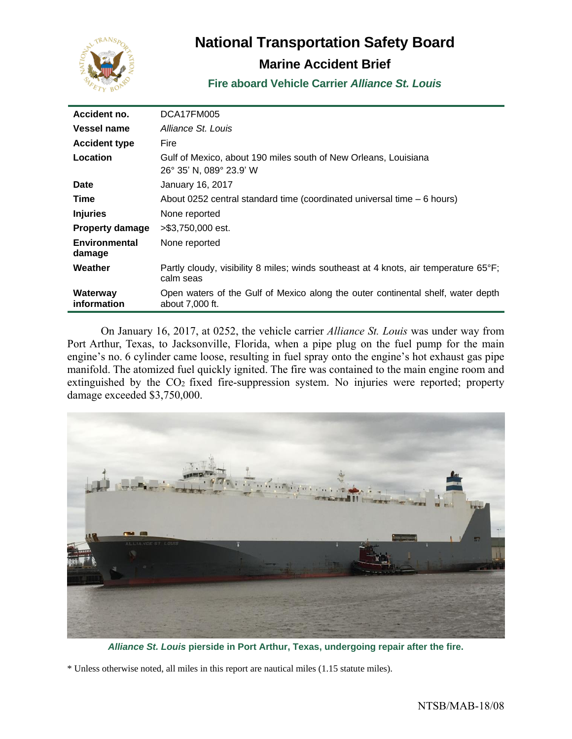# National Transportation Safety Board

## Marine Accident Brief

### Fire aboard Vehicle Carrier *Alliance St. Louis*

| | |
|---|---|
| **Accident no.** | DCA17FM005 |
| **Vessel name** | *Alliance St. Louis* |
| **Accident type** | Fire |
| **Location** | Gulf of Mexico, about 190 miles south of New Orleans, Louisiana<br>26° 35' N, 089° 23.9' W |
| **Date** | January 16, 2017 |
| **Time** | About 0252 central standard time (coordinated universal time – 6 hours) |
| **Injuries** | None reported |
| **Property damage** | >$3,750,000 est. |
| **Environmental damage** | None reported |
| **Weather** | Partly cloudy, visibility 8 miles; winds southeast at 4 knots, air temperature 65°F; calm seas |
| **Waterway information** | Open waters of the Gulf of Mexico along the outer continental shelf, water depth about 7,000 ft. |

On January 16, 2017, at 0252, the vehicle carrier *Alliance St. Louis* was under way from Port Arthur, Texas, to Jacksonville, Florida, when a pipe plug on the fuel pump for the main engine's no. 6 cylinder came loose, resulting in fuel spray onto the engine's hot exhaust gas pipe manifold. The atomized fuel quickly ignited. The fire was contained to the main engine room and extinguished by the $CO_2$ fixed fire-suppression system. No injuries were reported; property damage exceeded $3,750,000.

***Alliance St. Louis* pierside in Port Arthur, Texas, undergoing repair after the fire.**

* Unless otherwise noted, all miles in this report are nautical miles (1.15 statute miles).

NTSB/MAB-18/08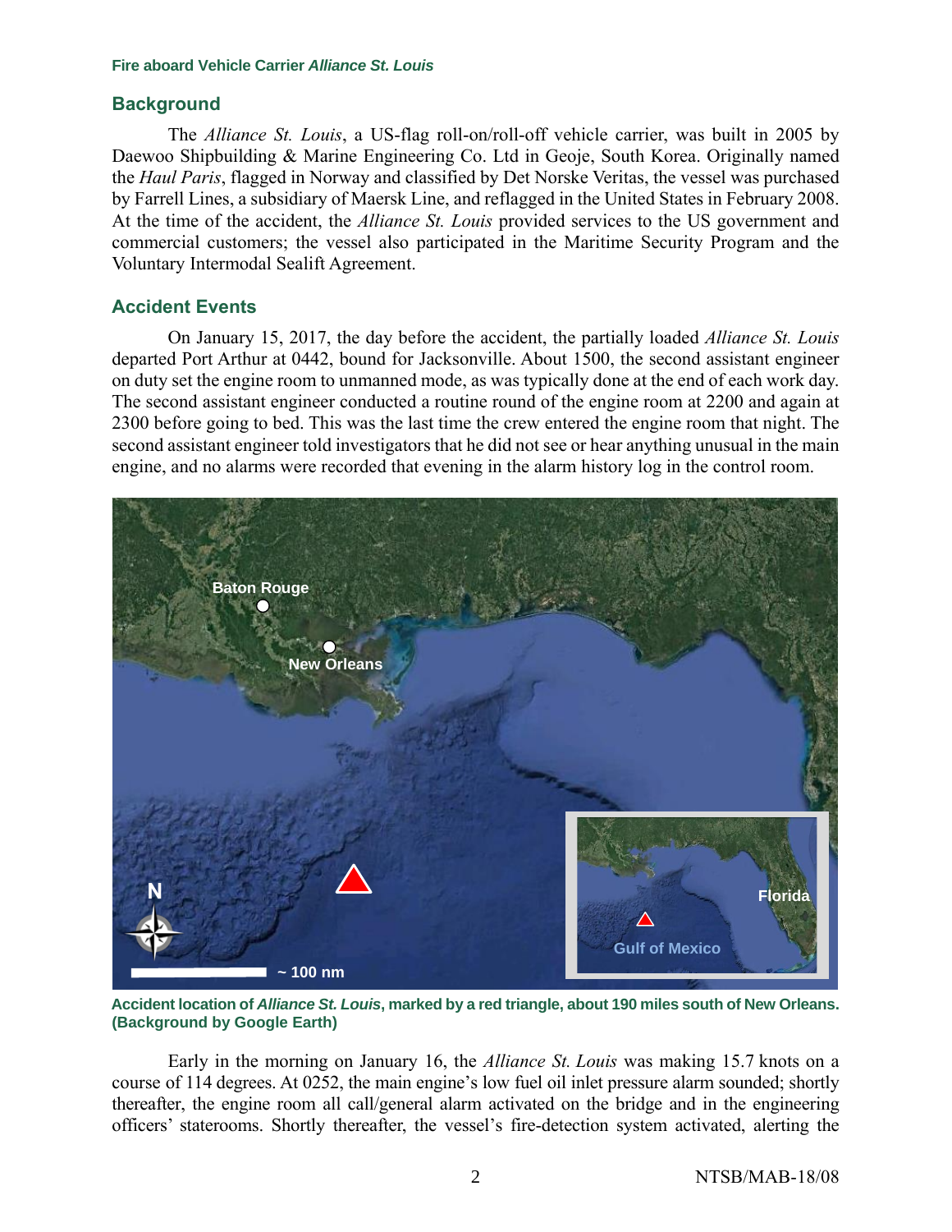## Background

The *Alliance St. Louis*, a US-flag roll-on/roll-off vehicle carrier, was built in 2005 by Daewoo Shipbuilding & Marine Engineering Co. Ltd in Geoje, South Korea. Originally named the *Haul Paris*, flagged in Norway and classified by Det Norske Veritas, the vessel was purchased by Farrell Lines, a subsidiary of Maersk Line, and reflagged in the United States in February 2008. At the time of the accident, the *Alliance St. Louis* provided services to the US government and commercial customers; the vessel also participated in the Maritime Security Program and the Voluntary Intermodal Sealift Agreement.

## Accident Events

On January 15, 2017, the day before the accident, the partially loaded *Alliance St. Louis* departed Port Arthur at 0442, bound for Jacksonville. About 1500, the second assistant engineer on duty set the engine room to unmanned mode, as was typically done at the end of each work day. The second assistant engineer conducted a routine round of the engine room at 2200 and again at 2300 before going to bed. This was the last time the crew entered the engine room that night. The second assistant engineer told investigators that he did not see or hear anything unusual in the main engine, and no alarms were recorded that evening in the alarm history log in the control room.

**Accident location of *Alliance St. Louis*, marked by a red triangle, about 190 miles south of New Orleans. (Background by Google Earth)**

Early in the morning on January 16, the *Alliance St. Louis* was making 15.7 knots on a course of 114 degrees. At 0252, the main engine's low fuel oil inlet pressure alarm sounded; shortly thereafter, the engine room all call/general alarm activated on the bridge and in the engineering officers' staterooms. Shortly thereafter, the vessel's fire-detection system activated, alerting the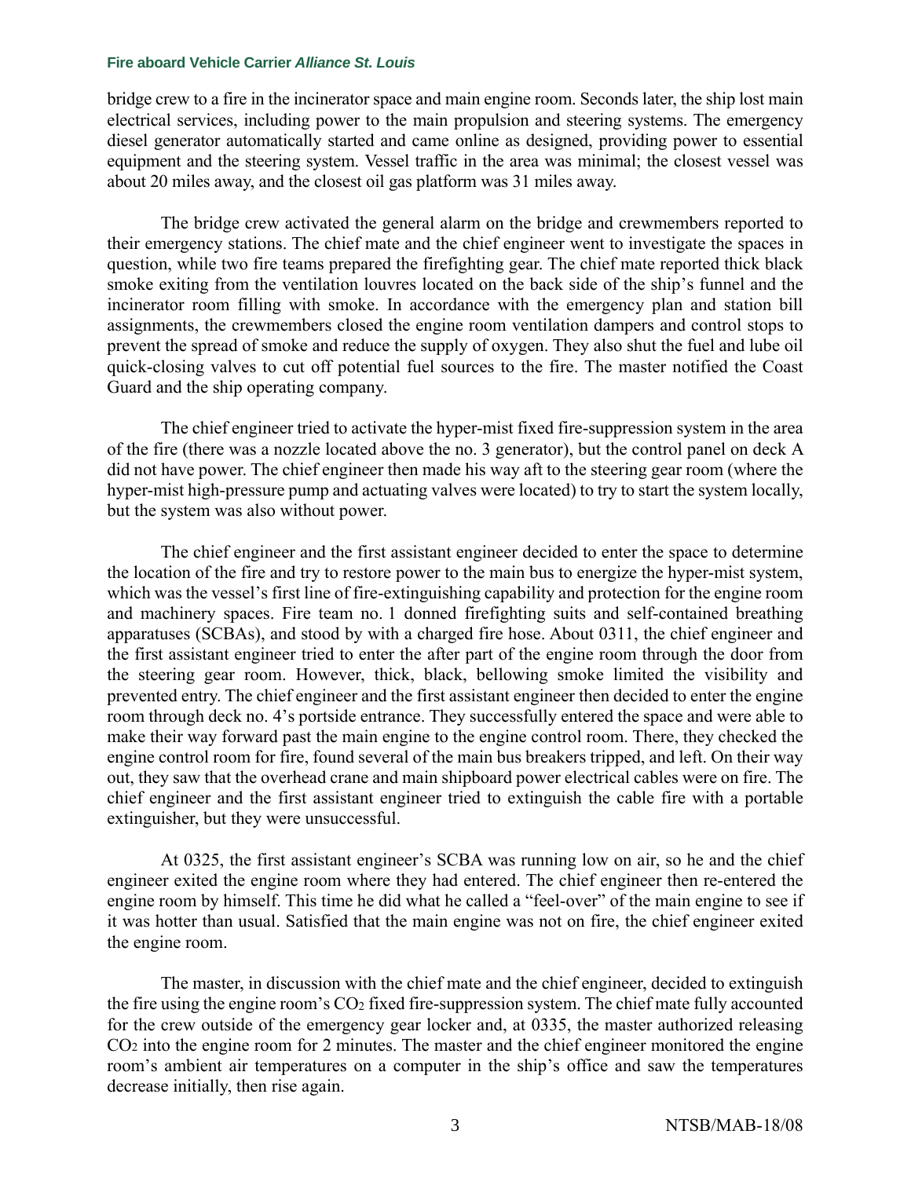bridge crew to a fire in the incinerator space and main engine room. Seconds later, the ship lost main electrical services, including power to the main propulsion and steering systems. The emergency diesel generator automatically started and came online as designed, providing power to essential equipment and the steering system. Vessel traffic in the area was minimal; the closest vessel was about 20 miles away, and the closest oil gas platform was 31 miles away.

The bridge crew activated the general alarm on the bridge and crewmembers reported to their emergency stations. The chief mate and the chief engineer went to investigate the spaces in question, while two fire teams prepared the firefighting gear. The chief mate reported thick black smoke exiting from the ventilation louvres located on the back side of the ship's funnel and the incinerator room filling with smoke. In accordance with the emergency plan and station bill assignments, the crewmembers closed the engine room ventilation dampers and control stops to prevent the spread of smoke and reduce the supply of oxygen. They also shut the fuel and lube oil quick-closing valves to cut off potential fuel sources to the fire. The master notified the Coast Guard and the ship operating company.

The chief engineer tried to activate the hyper-mist fixed fire-suppression system in the area of the fire (there was a nozzle located above the no. 3 generator), but the control panel on deck A did not have power. The chief engineer then made his way aft to the steering gear room (where the hyper-mist high-pressure pump and actuating valves were located) to try to start the system locally, but the system was also without power.

The chief engineer and the first assistant engineer decided to enter the space to determine the location of the fire and try to restore power to the main bus to energize the hyper-mist system, which was the vessel's first line of fire-extinguishing capability and protection for the engine room and machinery spaces. Fire team no. 1 donned firefighting suits and self-contained breathing apparatuses (SCBAs), and stood by with a charged fire hose. About 0311, the chief engineer and the first assistant engineer tried to enter the after part of the engine room through the door from the steering gear room. However, thick, black, bellowing smoke limited the visibility and prevented entry. The chief engineer and the first assistant engineer then decided to enter the engine room through deck no. 4's portside entrance. They successfully entered the space and were able to make their way forward past the main engine to the engine control room. There, they checked the engine control room for fire, found several of the main bus breakers tripped, and left. On their way out, they saw that the overhead crane and main shipboard power electrical cables were on fire. The chief engineer and the first assistant engineer tried to extinguish the cable fire with a portable extinguisher, but they were unsuccessful.

At 0325, the first assistant engineer's SCBA was running low on air, so he and the chief engineer exited the engine room where they had entered. The chief engineer then re-entered the engine room by himself. This time he did what he called a "feel-over" of the main engine to see if it was hotter than usual. Satisfied that the main engine was not on fire, the chief engineer exited the engine room.

The master, in discussion with the chief mate and the chief engineer, decided to extinguish the fire using the engine room's $CO_2$ fixed fire-suppression system. The chief mate fully accounted for the crew outside of the emergency gear locker and, at 0335, the master authorized releasing $CO_2$ into the engine room for 2 minutes. The master and the chief engineer monitored the engine room's ambient air temperatures on a computer in the ship's office and saw the temperatures decrease initially, then rise again.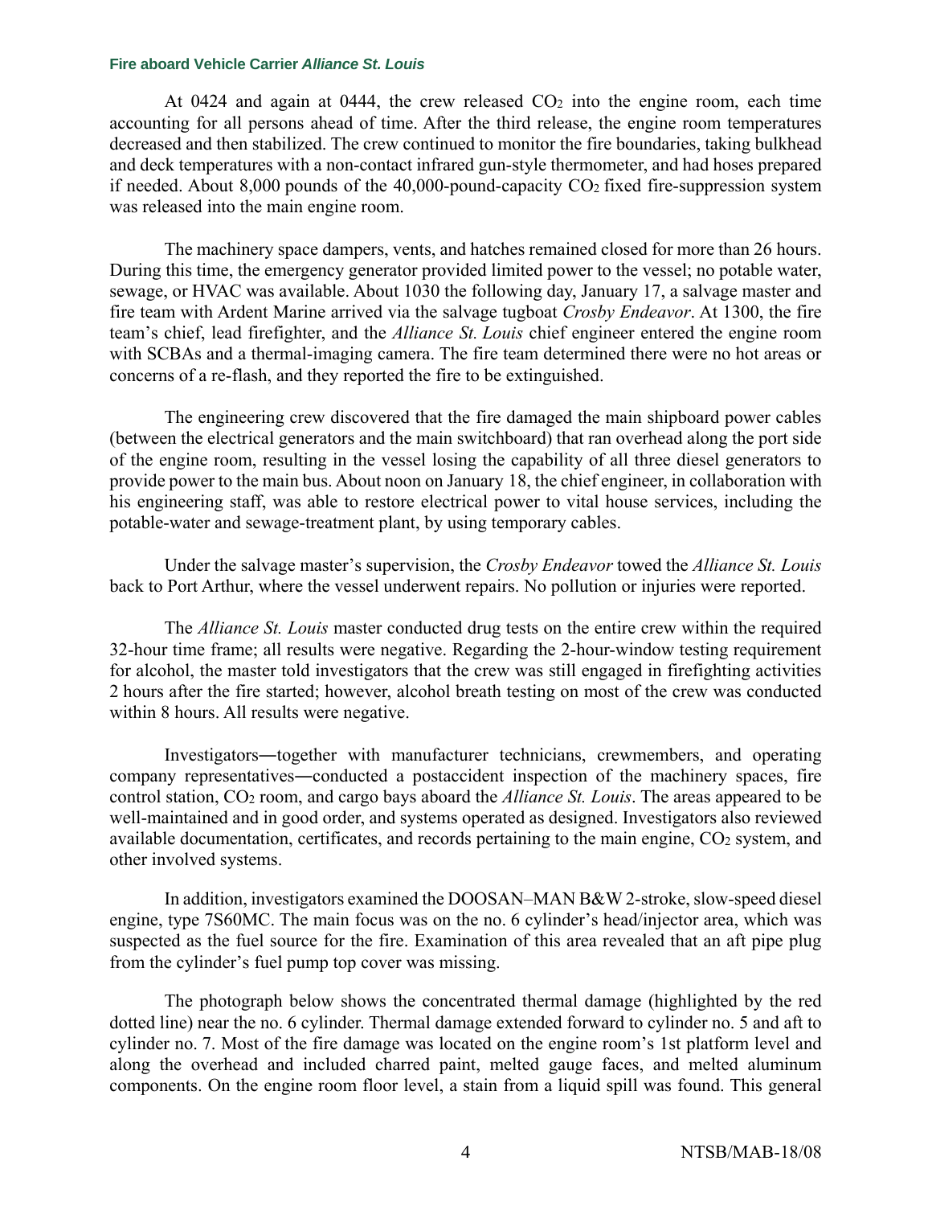At 0424 and again at 0444, the crew released $CO_2$ into the engine room, each time accounting for all persons ahead of time. After the third release, the engine room temperatures decreased and then stabilized. The crew continued to monitor the fire boundaries, taking bulkhead and deck temperatures with a non-contact infrared gun-style thermometer, and had hoses prepared if needed. About 8,000 pounds of the 40,000-pound-capacity $CO_2$ fixed fire-suppression system was released into the main engine room.

The machinery space dampers, vents, and hatches remained closed for more than 26 hours. During this time, the emergency generator provided limited power to the vessel; no potable water, sewage, or HVAC was available. About 1030 the following day, January 17, a salvage master and fire team with Ardent Marine arrived via the salvage tugboat *Crosby Endeavor*. At 1300, the fire team's chief, lead firefighter, and the *Alliance St. Louis* chief engineer entered the engine room with SCBAs and a thermal-imaging camera. The fire team determined there were no hot areas or concerns of a re-flash, and they reported the fire to be extinguished.

The engineering crew discovered that the fire damaged the main shipboard power cables (between the electrical generators and the main switchboard) that ran overhead along the port side of the engine room, resulting in the vessel losing the capability of all three diesel generators to provide power to the main bus. About noon on January 18, the chief engineer, in collaboration with his engineering staff, was able to restore electrical power to vital house services, including the potable-water and sewage-treatment plant, by using temporary cables.

Under the salvage master's supervision, the *Crosby Endeavor* towed the *Alliance St. Louis* back to Port Arthur, where the vessel underwent repairs. No pollution or injuries were reported.

The *Alliance St. Louis* master conducted drug tests on the entire crew within the required 32-hour time frame; all results were negative. Regarding the 2-hour-window testing requirement for alcohol, the master told investigators that the crew was still engaged in firefighting activities 2 hours after the fire started; however, alcohol breath testing on most of the crew was conducted within 8 hours. All results were negative.

Investigators—together with manufacturer technicians, crewmembers, and operating company representatives—conducted a postaccident inspection of the machinery spaces, fire control station, $CO_2$ room, and cargo bays aboard the *Alliance St. Louis*. The areas appeared to be well-maintained and in good order, and systems operated as designed. Investigators also reviewed available documentation, certificates, and records pertaining to the main engine, $CO_2$ system, and other involved systems.

In addition, investigators examined the DOOSAN–MAN B&W 2-stroke, slow-speed diesel engine, type 7S60MC. The main focus was on the no. 6 cylinder's head/injector area, which was suspected as the fuel source for the fire. Examination of this area revealed that an aft pipe plug from the cylinder's fuel pump top cover was missing.

The photograph below shows the concentrated thermal damage (highlighted by the red dotted line) near the no. 6 cylinder. Thermal damage extended forward to cylinder no. 5 and aft to cylinder no. 7. Most of the fire damage was located on the engine room's 1st platform level and along the overhead and included charred paint, melted gauge faces, and melted aluminum components. On the engine room floor level, a stain from a liquid spill was found. This general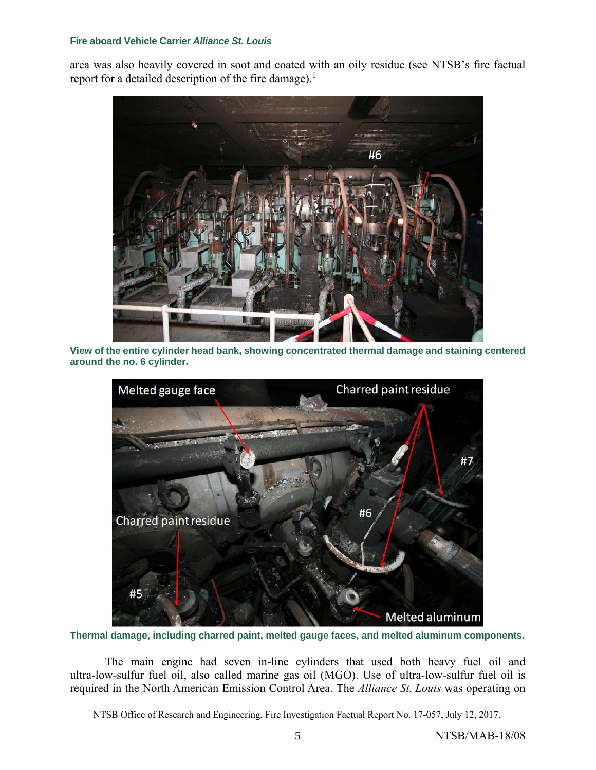area was also heavily covered in soot and coated with an oily residue (see NTSB's fire factual report for a detailed description of the fire damage).[1]

View of the entire cylinder head bank, showing concentrated thermal damage and staining centered around the no. 6 cylinder.

Thermal damage, including charred paint, melted gauge faces, and melted aluminum components.

The main engine had seven in-line cylinders that used both heavy fuel oil and ultra-low-sulfur fuel oil, also called marine gas oil (MGO). Use of ultra-low-sulfur fuel oil is required in the North American Emission Control Area. The *Alliance St. Louis* was operating on

[1] NTSB Office of Research and Engineering, Fire Investigation Factual Report No. 17-057, July 12, 2017.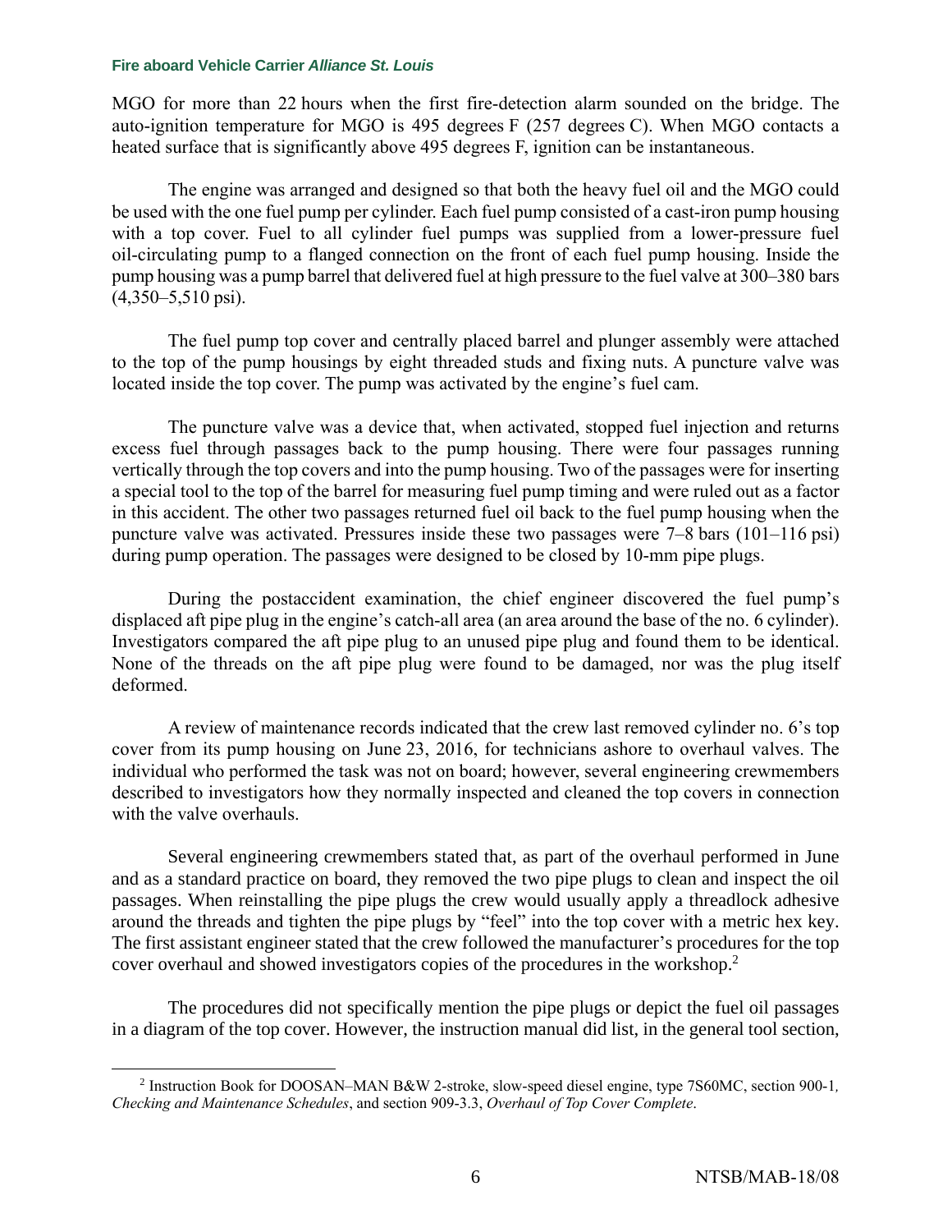MGO for more than 22 hours when the first fire-detection alarm sounded on the bridge. The auto-ignition temperature for MGO is 495 degrees F (257 degrees C). When MGO contacts a heated surface that is significantly above 495 degrees F, ignition can be instantaneous.

The engine was arranged and designed so that both the heavy fuel oil and the MGO could be used with the one fuel pump per cylinder. Each fuel pump consisted of a cast-iron pump housing with a top cover. Fuel to all cylinder fuel pumps was supplied from a lower-pressure fuel oil-circulating pump to a flanged connection on the front of each fuel pump housing. Inside the pump housing was a pump barrel that delivered fuel at high pressure to the fuel valve at 300–380 bars (4,350–5,510 psi).

The fuel pump top cover and centrally placed barrel and plunger assembly were attached to the top of the pump housings by eight threaded studs and fixing nuts. A puncture valve was located inside the top cover. The pump was activated by the engine's fuel cam.

The puncture valve was a device that, when activated, stopped fuel injection and returns excess fuel through passages back to the pump housing. There were four passages running vertically through the top covers and into the pump housing. Two of the passages were for inserting a special tool to the top of the barrel for measuring fuel pump timing and were ruled out as a factor in this accident. The other two passages returned fuel oil back to the fuel pump housing when the puncture valve was activated. Pressures inside these two passages were 7–8 bars (101–116 psi) during pump operation. The passages were designed to be closed by 10-mm pipe plugs.

During the postaccident examination, the chief engineer discovered the fuel pump's displaced aft pipe plug in the engine's catch-all area (an area around the base of the no. 6 cylinder). Investigators compared the aft pipe plug to an unused pipe plug and found them to be identical. None of the threads on the aft pipe plug were found to be damaged, nor was the plug itself deformed.

A review of maintenance records indicated that the crew last removed cylinder no. 6's top cover from its pump housing on June 23, 2016, for technicians ashore to overhaul valves. The individual who performed the task was not on board; however, several engineering crewmembers described to investigators how they normally inspected and cleaned the top covers in connection with the valve overhauls.

Several engineering crewmembers stated that, as part of the overhaul performed in June and as a standard practice on board, they removed the two pipe plugs to clean and inspect the oil passages. When reinstalling the pipe plugs the crew would usually apply a threadlock adhesive around the threads and tighten the pipe plugs by "feel" into the top cover with a metric hex key. The first assistant engineer stated that the crew followed the manufacturer's procedures for the top cover overhaul and showed investigators copies of the procedures in the workshop.[2]

The procedures did not specifically mention the pipe plugs or depict the fuel oil passages in a diagram of the top cover. However, the instruction manual did list, in the general tool section,

---

[2] Instruction Book for DOOSAN–MAN B&W 2-stroke, slow-speed diesel engine, type 7S60MC, section 900-1, *Checking and Maintenance Schedules*, and section 909-3.3, *Overhaul of Top Cover Complete*.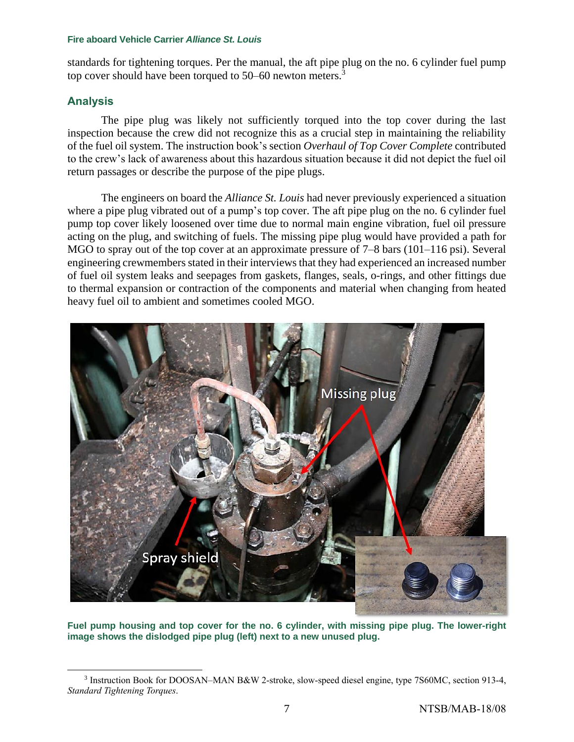standards for tightening torques. Per the manual, the aft pipe plug on the no. 6 cylinder fuel pump top cover should have been torqued to 50–60 newton meters.[3]

## Analysis

The pipe plug was likely not sufficiently torqued into the top cover during the last inspection because the crew did not recognize this as a crucial step in maintaining the reliability of the fuel oil system. The instruction book's section *Overhaul of Top Cover Complete* contributed to the crew's lack of awareness about this hazardous situation because it did not depict the fuel oil return passages or describe the purpose of the pipe plugs.

The engineers on board the *Alliance St. Louis* had never previously experienced a situation where a pipe plug vibrated out of a pump's top cover. The aft pipe plug on the no. 6 cylinder fuel pump top cover likely loosened over time due to normal main engine vibration, fuel oil pressure acting on the plug, and switching of fuels. The missing pipe plug would have provided a path for MGO to spray out of the top cover at an approximate pressure of 7–8 bars (101–116 psi). Several engineering crewmembers stated in their interviews that they had experienced an increased number of fuel oil system leaks and seepages from gaskets, flanges, seals, o-rings, and other fittings due to thermal expansion or contraction of the components and material when changing from heated heavy fuel oil to ambient and sometimes cooled MGO.

**Fuel pump housing and top cover for the no. 6 cylinder, with missing pipe plug. The lower-right image shows the dislodged pipe plug (left) next to a new unused plug.**

[3] Instruction Book for DOOSAN–MAN B&W 2-stroke, slow-speed diesel engine, type 7S60MC, section 913-4, *Standard Tightening Torques*.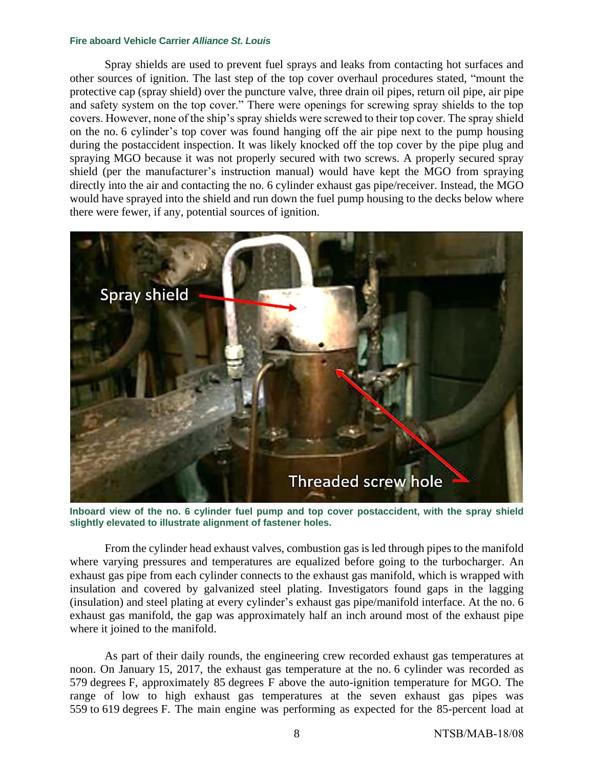Spray shields are used to prevent fuel sprays and leaks from contacting hot surfaces and other sources of ignition. The last step of the top cover overhaul procedures stated, "mount the protective cap (spray shield) over the puncture valve, three drain oil pipes, return oil pipe, air pipe and safety system on the top cover." There were openings for screwing spray shields to the top covers. However, none of the ship's spray shields were screwed to their top cover. The spray shield on the no. 6 cylinder's top cover was found hanging off the air pipe next to the pump housing during the postaccident inspection. It was likely knocked off the top cover by the pipe plug and spraying MGO because it was not properly secured with two screws. A properly secured spray shield (per the manufacturer's instruction manual) would have kept the MGO from spraying directly into the air and contacting the no. 6 cylinder exhaust gas pipe/receiver. Instead, the MGO would have sprayed into the shield and run down the fuel pump housing to the decks below where there were fewer, if any, potential sources of ignition.

**Inboard view of the no. 6 cylinder fuel pump and top cover postaccident, with the spray shield slightly elevated to illustrate alignment of fastener holes.**

From the cylinder head exhaust valves, combustion gas is led through pipes to the manifold where varying pressures and temperatures are equalized before going to the turbocharger. An exhaust gas pipe from each cylinder connects to the exhaust gas manifold, which is wrapped with insulation and covered by galvanized steel plating. Investigators found gaps in the lagging (insulation) and steel plating at every cylinder's exhaust gas pipe/manifold interface. At the no. 6 exhaust gas manifold, the gap was approximately half an inch around most of the exhaust pipe where it joined to the manifold.

As part of their daily rounds, the engineering crew recorded exhaust gas temperatures at noon. On January 15, 2017, the exhaust gas temperature at the no. 6 cylinder was recorded as 579 degrees F, approximately 85 degrees F above the auto-ignition temperature for MGO. The range of low to high exhaust gas temperatures at the seven exhaust gas pipes was 559 to 619 degrees F. The main engine was performing as expected for the 85-percent load at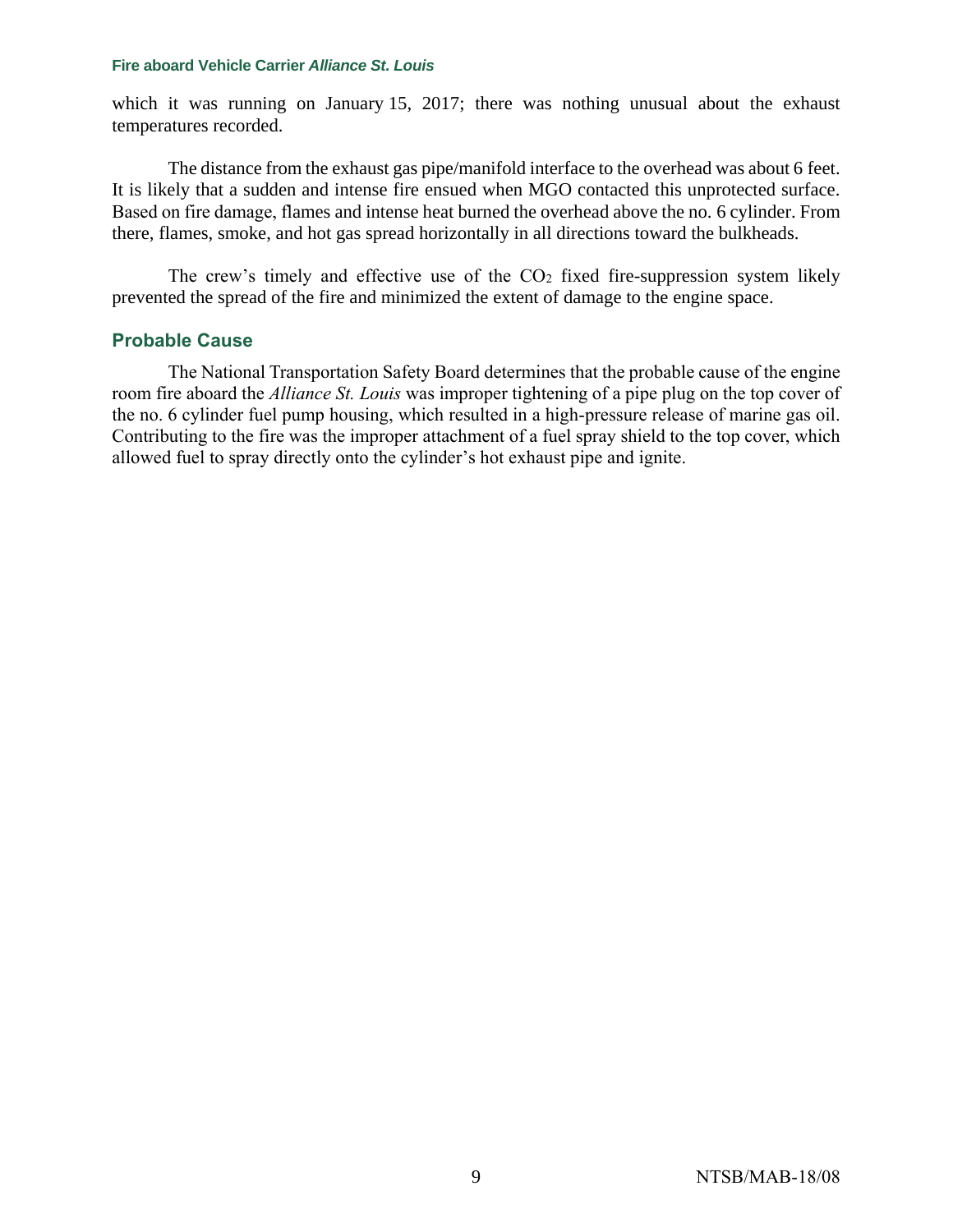which it was running on January 15, 2017; there was nothing unusual about the exhaust temperatures recorded.

The distance from the exhaust gas pipe/manifold interface to the overhead was about 6 feet. It is likely that a sudden and intense fire ensued when MGO contacted this unprotected surface. Based on fire damage, flames and intense heat burned the overhead above the no. 6 cylinder. From there, flames, smoke, and hot gas spread horizontally in all directions toward the bulkheads.

The crew's timely and effective use of the $CO_2$ fixed fire-suppression system likely prevented the spread of the fire and minimized the extent of damage to the engine space.

## Probable Cause

The National Transportation Safety Board determines that the probable cause of the engine room fire aboard the *Alliance St. Louis* was improper tightening of a pipe plug on the top cover of the no. 6 cylinder fuel pump housing, which resulted in a high-pressure release of marine gas oil. Contributing to the fire was the improper attachment of a fuel spray shield to the top cover, which allowed fuel to spray directly onto the cylinder's hot exhaust pipe and ignite.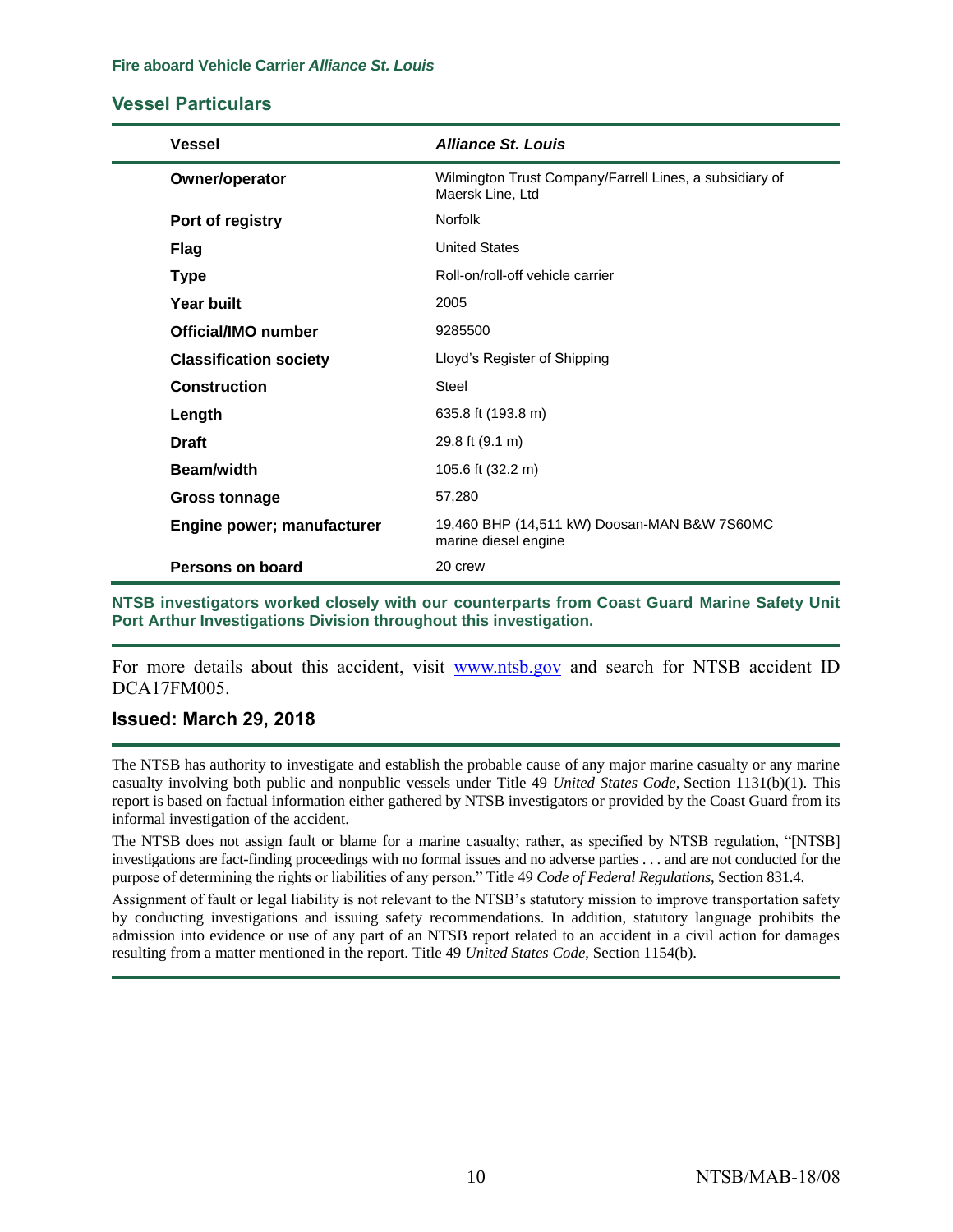## Vessel Particulars

| Vessel | *Alliance St. Louis* |
|---|---|
| **Owner/operator** | Wilmington Trust Company/Farrell Lines, a subsidiary of Maersk Line, Ltd |
| **Port of registry** | Norfolk |
| **Flag** | United States |
| **Type** | Roll-on/roll-off vehicle carrier |
| **Year built** | 2005 |
| **Official/IMO number** | 9285500 |
| **Classification society** | Lloyd's Register of Shipping |
| **Construction** | Steel |
| **Length** | 635.8 ft (193.8 m) |
| **Draft** | 29.8 ft (9.1 m) |
| **Beam/width** | 105.6 ft (32.2 m) |
| **Gross tonnage** | 57,280 |
| **Engine power; manufacturer** | 19,460 BHP (14,511 kW) Doosan-MAN B&W 7S60MC marine diesel engine |
| **Persons on board** | 20 crew |

**NTSB investigators worked closely with our counterparts from Coast Guard Marine Safety Unit Port Arthur Investigations Division throughout this investigation.**

For more details about this accident, visit www.ntsb.gov and search for NTSB accident ID DCA17FM005.

### Issued: March 29, 2018

The NTSB has authority to investigate and establish the probable cause of any major marine casualty or any marine casualty involving both public and nonpublic vessels under Title 49 *United States Code*, Section 1131(b)(1). This report is based on factual information either gathered by NTSB investigators or provided by the Coast Guard from its informal investigation of the accident.

The NTSB does not assign fault or blame for a marine casualty; rather, as specified by NTSB regulation, "[NTSB] investigations are fact-finding proceedings with no formal issues and no adverse parties . . . and are not conducted for the purpose of determining the rights or liabilities of any person." Title 49 *Code of Federal Regulations*, Section 831.4.

Assignment of fault or legal liability is not relevant to the NTSB's statutory mission to improve transportation safety by conducting investigations and issuing safety recommendations. In addition, statutory language prohibits the admission into evidence or use of any part of an NTSB report related to an accident in a civil action for damages resulting from a matter mentioned in the report. Title 49 *United States Code*, Section 1154(b).